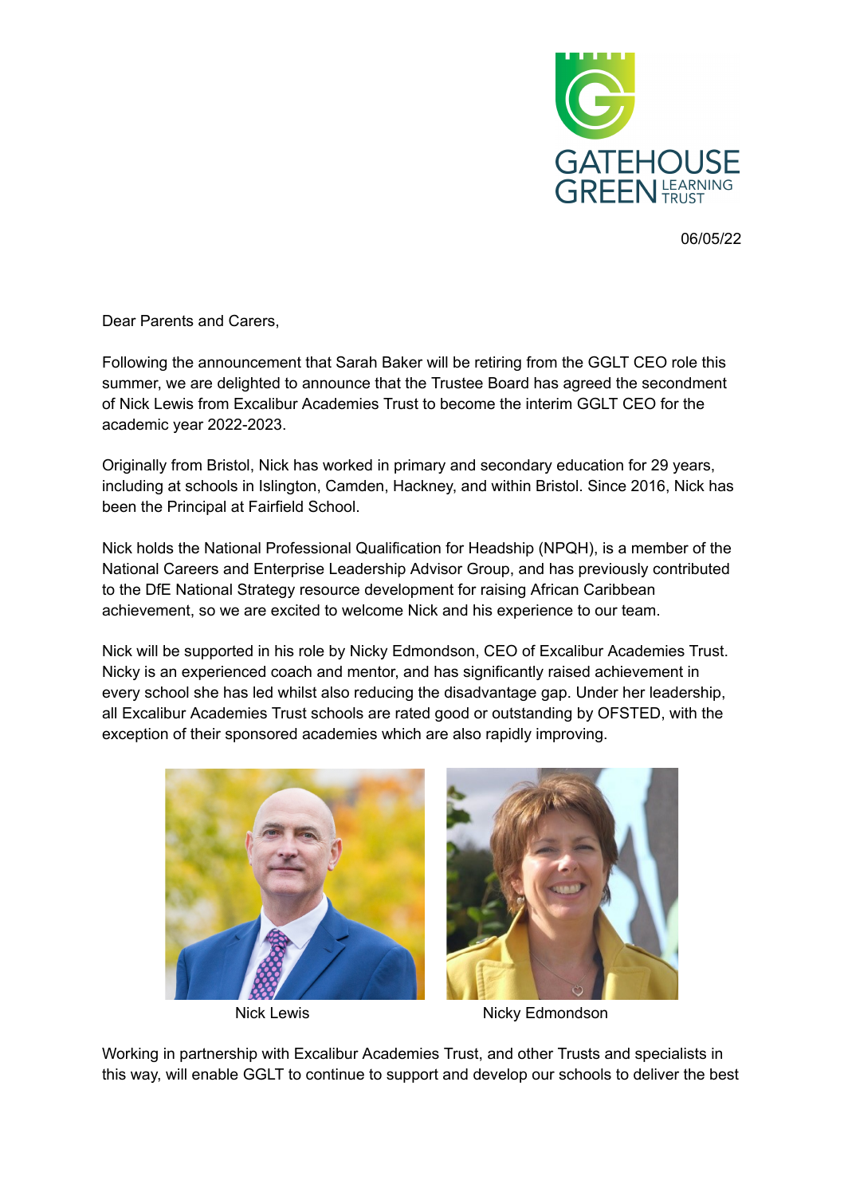06/05/22

Dear Parents and Carers,

Following the announcement that Sarah Baker will be retiring from the GGLT CEO role this summer, we are delighted to announce that the Trustee Board has agreed the secondment of Nick Lewis from Excalibur Academies Trust to become the interim GGLT CEO for the academic year 2022-2023.

Originally from Bristol, Nick has worked in primary and secondary education for 29 years, including at schools in Islington, Camden, Hackney, and within Bristol. Since 2016, Nick has been the Principal at Fairfield School.

Nick holds the National Professional Qualification for Headship (NPQH), is a member of the National Careers and Enterprise Leadership Advisor Group, and has previously contributed to the DfE National Strategy resource development for raising African Caribbean achievement, so we are excited to welcome Nick and his experience to our team.

Nick will be supported in his role by Nicky Edmondson, CEO of Excalibur Academies Trust. Nicky is an experienced coach and mentor, and has significantly raised achievement in every school she has led whilst also reducing the disadvantage gap. Under her leadership, all Excalibur Academies Trust schools are rated good or outstanding by OFSTED, with the exception of their sponsored academies which are also rapidly improving.

Nick Lewis

Nicky Edmondson

Working in partnership with Excalibur Academies Trust, and other Trusts and specialists in this way, will enable GGLT to continue to support and develop our schools to deliver the best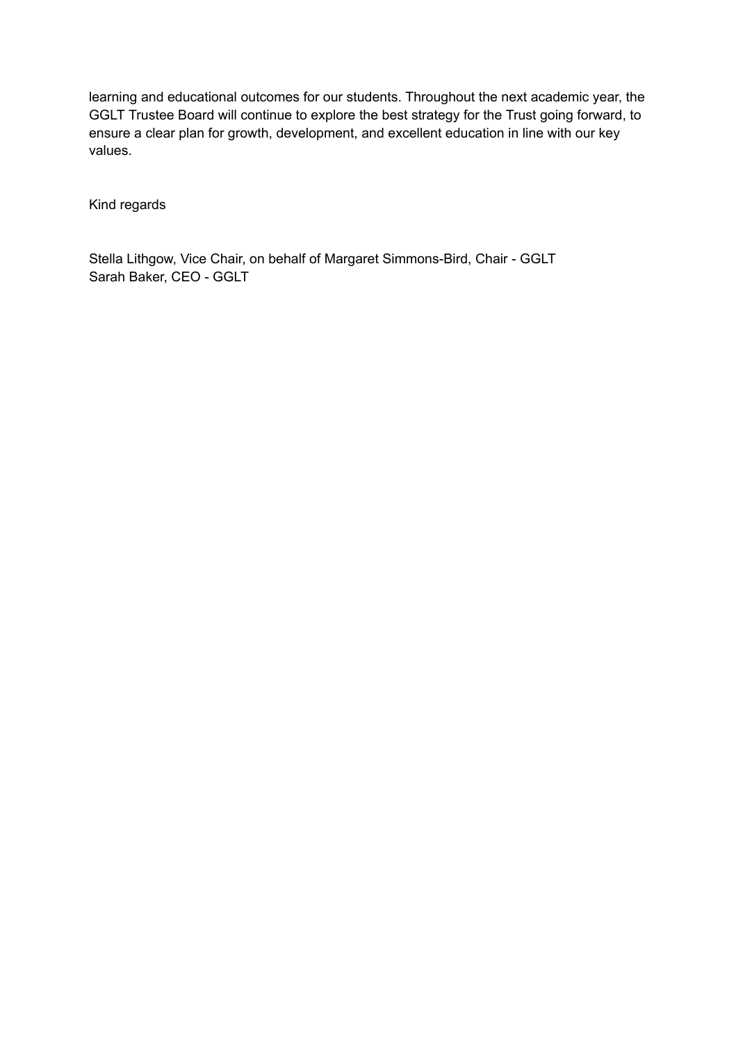learning and educational outcomes for our students. Throughout the next academic year, the GGLT Trustee Board will continue to explore the best strategy for the Trust going forward, to ensure a clear plan for growth, development, and excellent education in line with our key values.

Kind regards

Stella Lithgow, Vice Chair, on behalf of Margaret Simmons-Bird, Chair - GGLT
Sarah Baker, CEO - GGLT